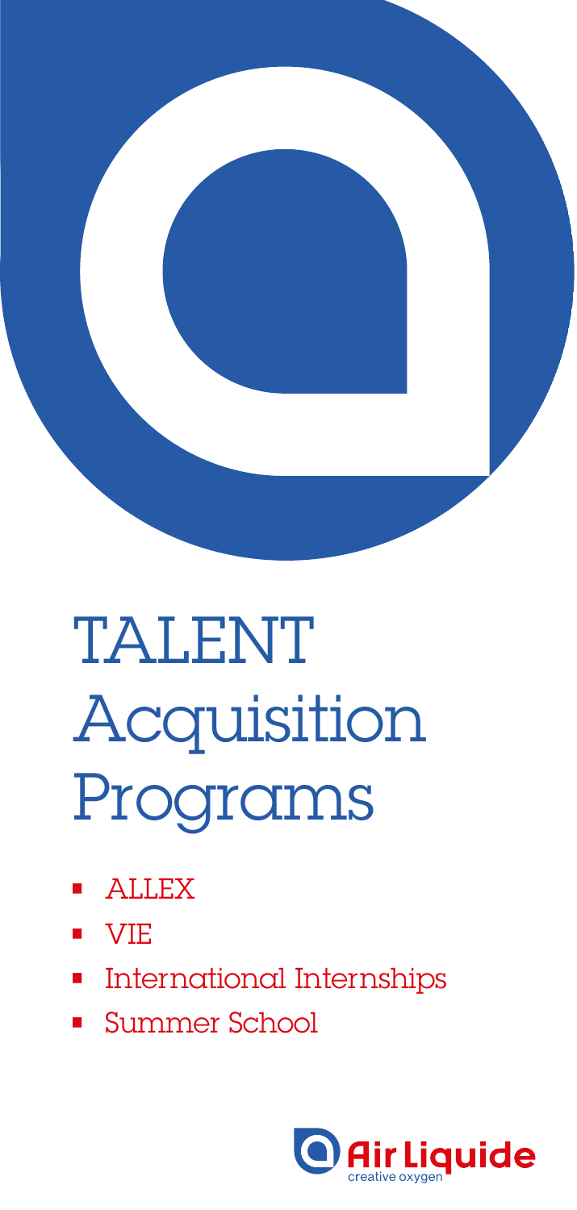# TALENT Acquisition Programs

- ALLEX
- VIE
- International Internships
- Summer School

Air Liquide
creative oxygen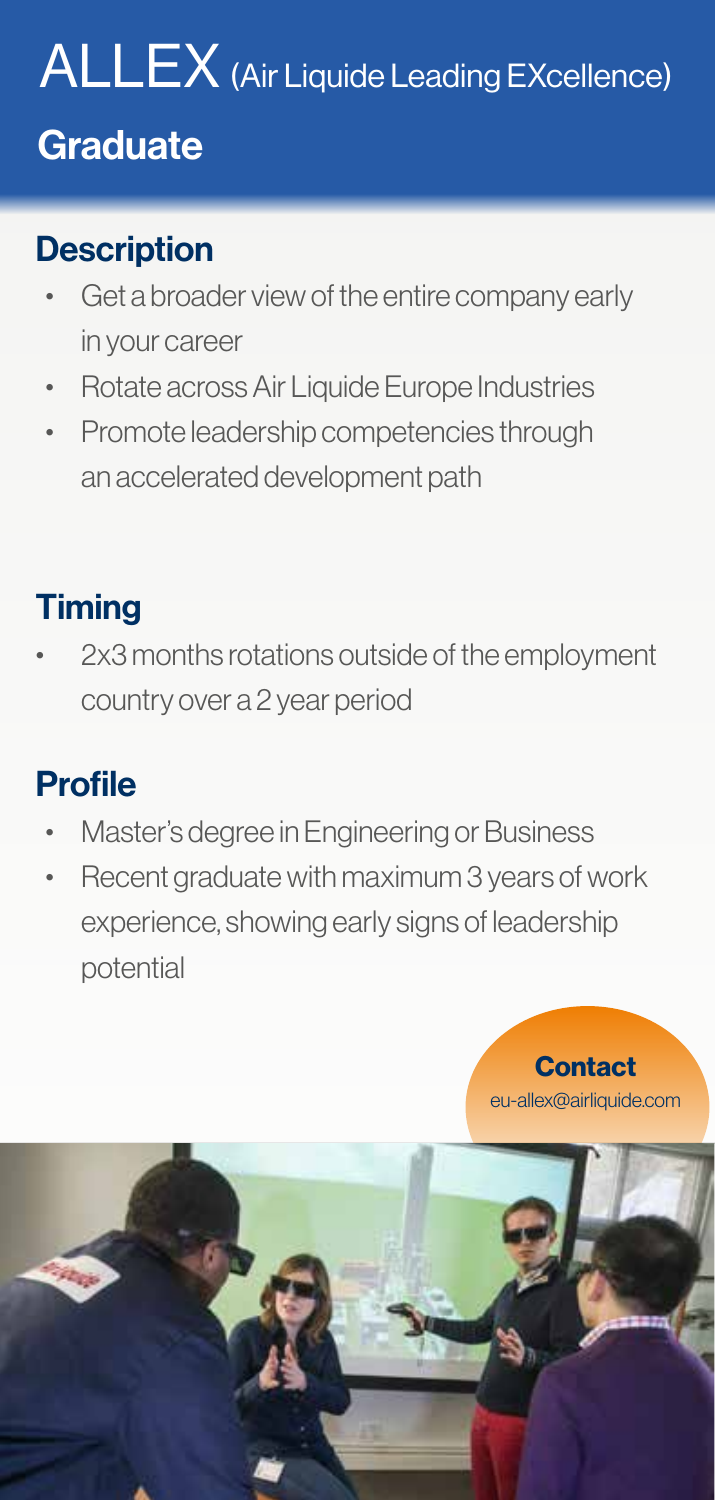# ALLEX (Air Liquide Leading EXcellence)

## Graduate

### Description

- Get a broader view of the entire company early in your career
- Rotate across Air Liquide Europe Industries
- Promote leadership competencies through an accelerated development path

### Timing

- 2x3 months rotations outside of the employment country over a 2 year period

### Profile

- Master's degree in Engineering or Business
- Recent graduate with maximum 3 years of work experience, showing early signs of leadership potential

**Contact**
eu-allex@airliquide.com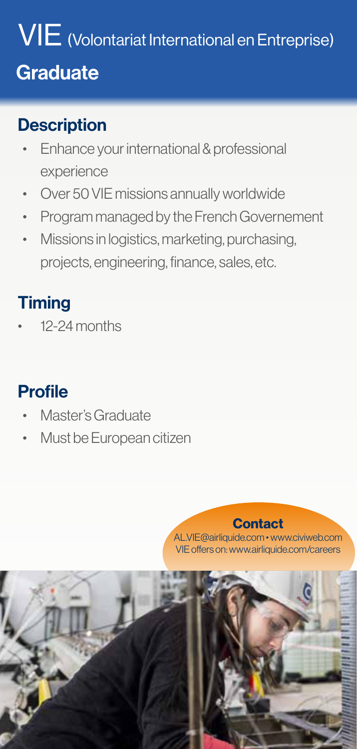# VIE (Volontariat International en Entreprise)

## Graduate

### Description

- Enhance your international & professional experience
- Over 50 VIE missions annually worldwide
- Program managed by the French Governement
- Missions in logistics, marketing, purchasing, projects, engineering, finance, sales, etc.

### Timing

- 12-24 months

### Profile

- Master's Graduate
- Must be European citizen

**Contact**

AL.VIE@airliquide.com • www.civiweb.com
VIE offers on: www.airliquide.com/careers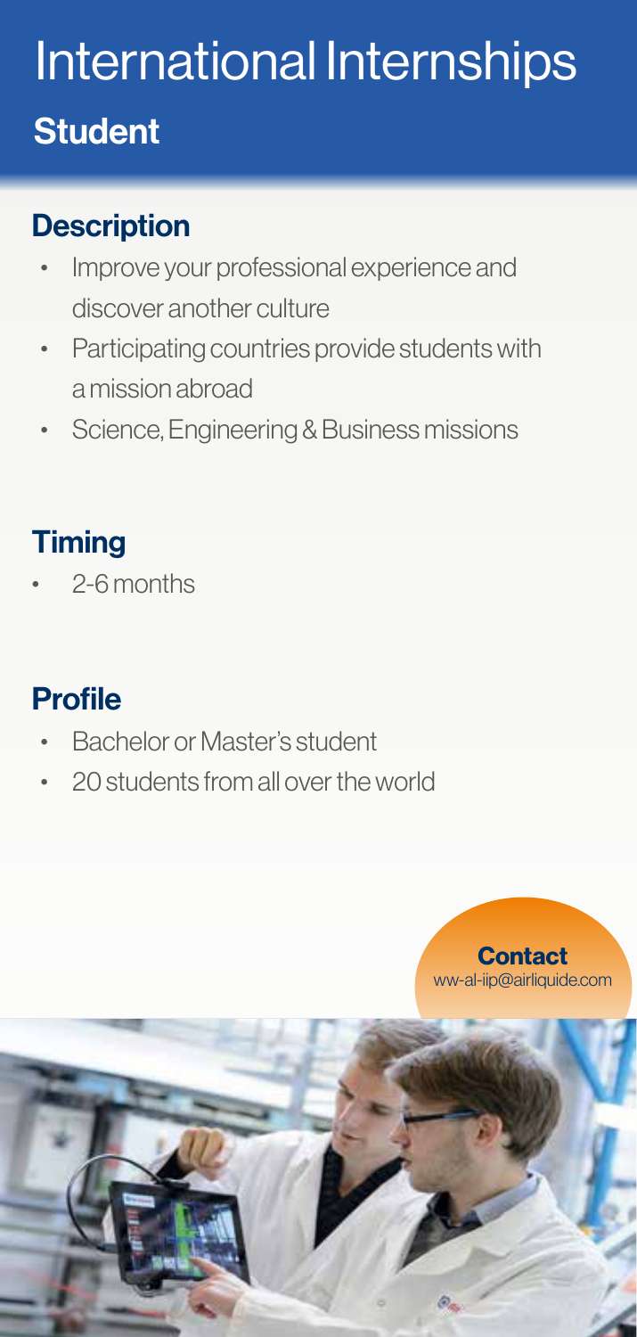# International Internships

## Student

### Description

- Improve your professional experience and discover another culture
- Participating countries provide students with a mission abroad
- Science, Engineering & Business missions

### Timing

- 2-6 months

### Profile

- Bachelor or Master's student
- 20 students from all over the world

**Contact**
ww-al-iip@airliquide.com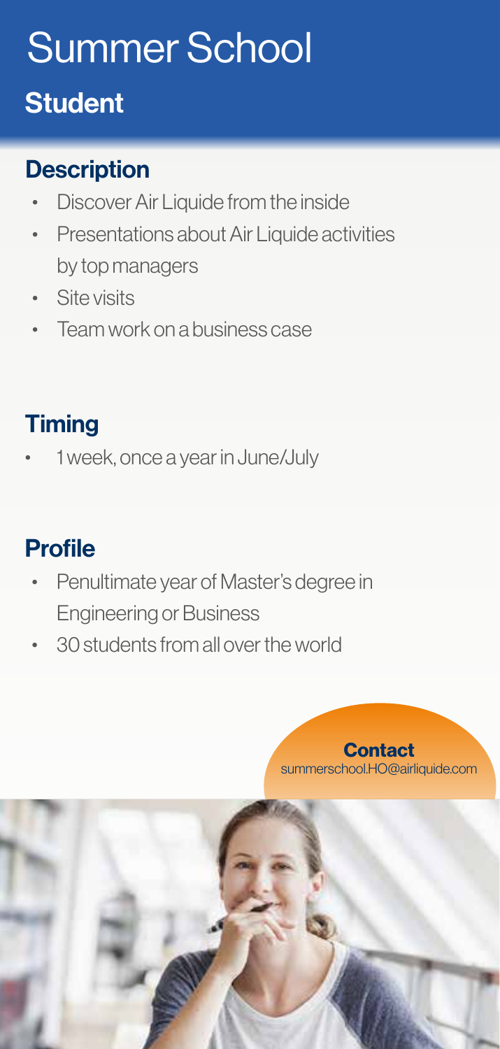# Summer School

## Student

### Description

- Discover Air Liquide from the inside
- Presentations about Air Liquide activities by top managers
- Site visits
- Team work on a business case

### Timing

- 1 week, once a year in June/July

### Profile

- Penultimate year of Master's degree in Engineering or Business
- 30 students from all over the world

**Contact**
summerschool.HO@airliquide.com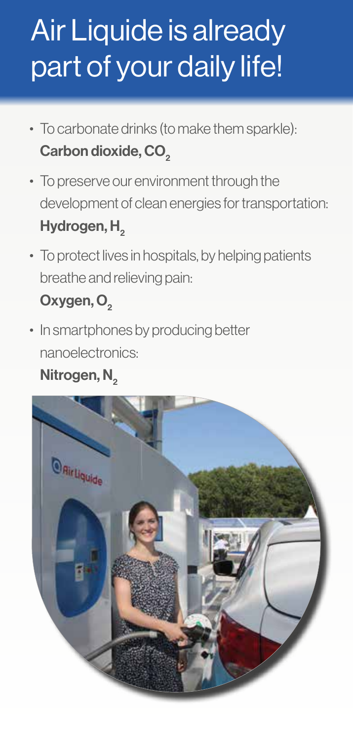# Air Liquide is already part of your daily life!

- To carbonate drinks (to make them sparkle): **Carbon dioxide, $CO_2$**
- To preserve our environment through the development of clean energies for transportation: **Hydrogen, $H_2$**
- To protect lives in hospitals, by helping patients breathe and relieving pain: **Oxygen, $O_2$**
- In smartphones by producing better nanoelectronics: **Nitrogen, $N_2$**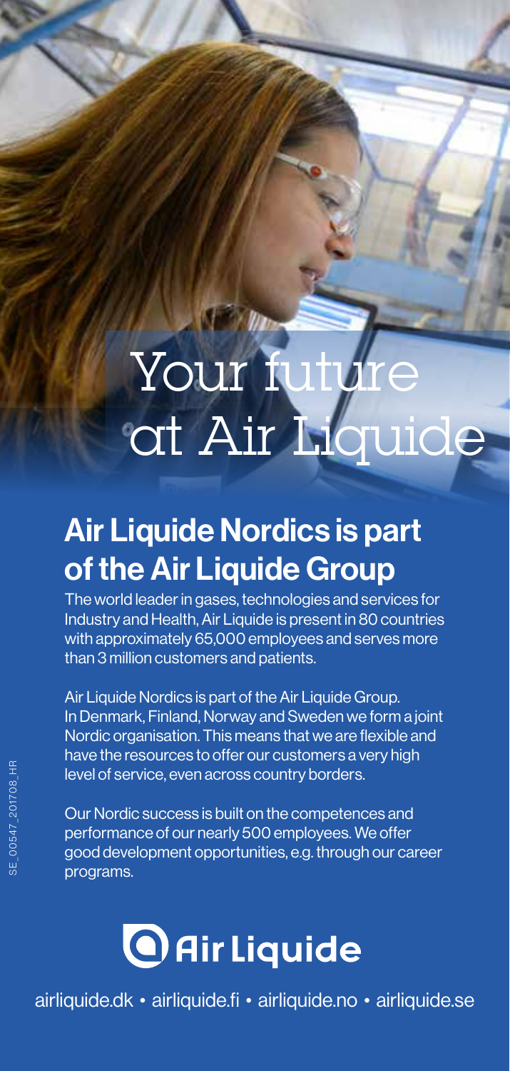# Your future at Air Liquide

## Air Liquide Nordics is part of the Air Liquide Group

The world leader in gases, technologies and services for Industry and Health, Air Liquide is present in 80 countries with approximately 65,000 employees and serves more than 3 million customers and patients.

Air Liquide Nordics is part of the Air Liquide Group. In Denmark, Finland, Norway and Sweden we form a joint Nordic organisation. This means that we are flexible and have the resources to offer our customers a very high level of service, even across country borders.

Our Nordic success is built on the competences and performance of our nearly 500 employees. We offer good development opportunities, e.g. through our career programs.

Air Liquide

airliquide.dk • airliquide.fi • airliquide.no • airliquide.se

SE_00547_201708_HR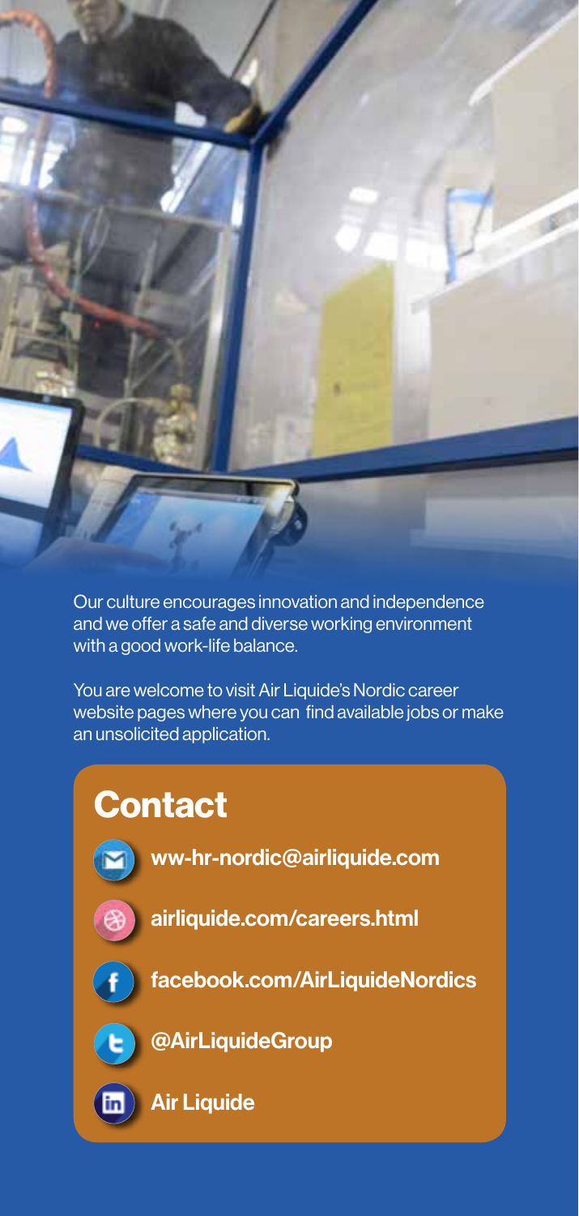Our culture encourages innovation and independence and we offer a safe and diverse working environment with a good work-life balance.

You are welcome to visit Air Liquide's Nordic career website pages where you can find available jobs or make an unsolicited application.

## Contact

**ww-hr-nordic@airliquide.com**

**airliquide.com/careers.html**

**facebook.com/AirLiquideNordics**

**@AirLiquideGroup**

**Air Liquide**